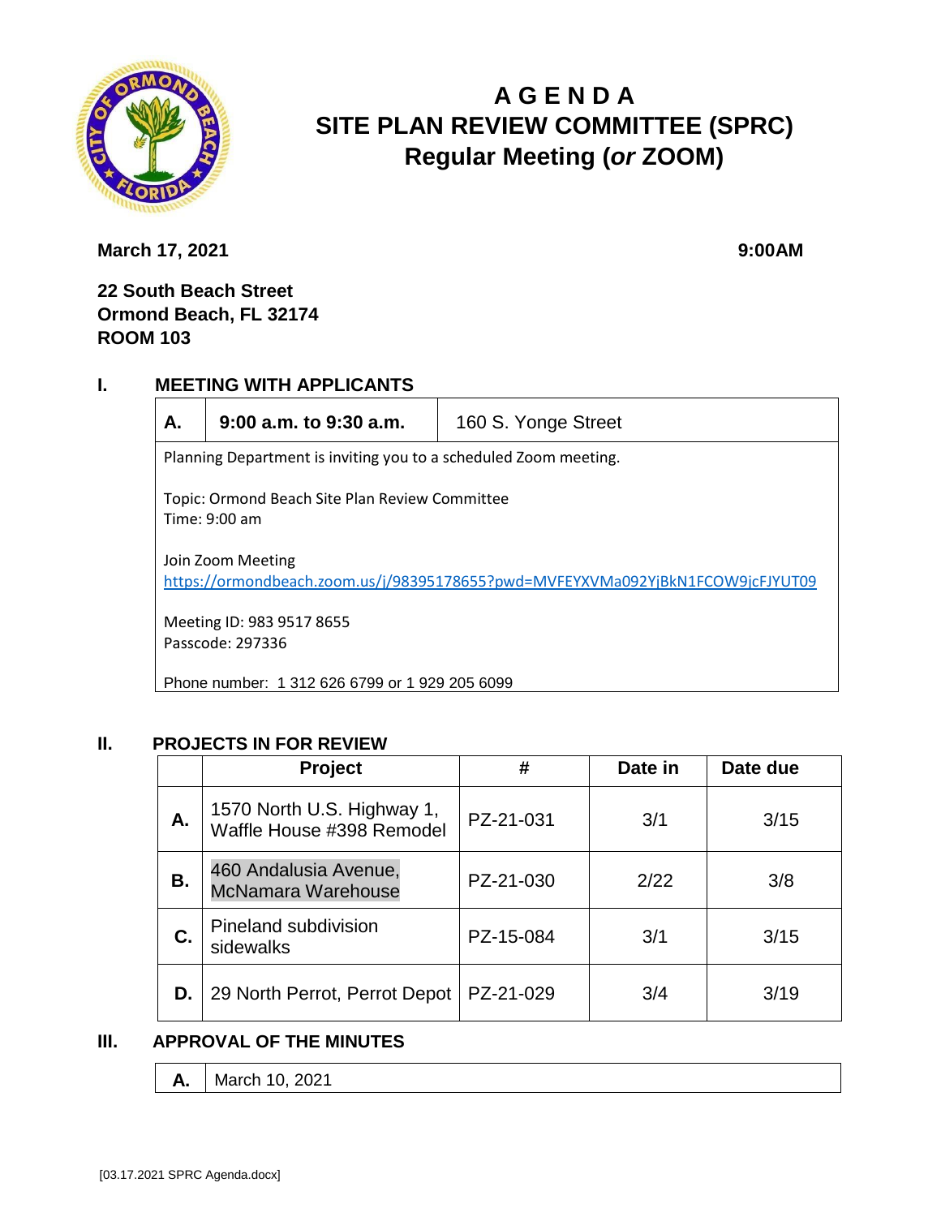# AGENDA
# SITE PLAN REVIEW COMMITTEE (SPRC)
# Regular Meeting (*or* ZOOM)

**March 17, 2021** **9:00AM**

**22 South Beach Street**
**Ormond Beach, FL 32174**
**ROOM 103**

## I. MEETING WITH APPLICANTS

| **A.** | **9:00 a.m. to 9:30 a.m.** | 160 S. Yonge Street |
|---|---|---|

Planning Department is inviting you to a scheduled Zoom meeting.

Topic: Ormond Beach Site Plan Review Committee
Time: 9:00 am

Join Zoom Meeting
https://ormondbeach.zoom.us/j/98395178655?pwd=MVFEYXVMa092YjBkN1FCOW9jcFJYUT09

Meeting ID: 983 9517 8655
Passcode: 297336

Phone number: 1 312 626 6799 or 1 929 205 6099

## II. PROJECTS IN FOR REVIEW

| | Project | # | Date in | Date due |
|---|---|---|---|---|
| **A.** | 1570 North U.S. Highway 1, Waffle House #398 Remodel | PZ-21-031 | 3/1 | 3/15 |
| **B.** | 460 Andalusia Avenue, McNamara Warehouse | PZ-21-030 | 2/22 | 3/8 |
| **C.** | Pineland subdivision sidewalks | PZ-15-084 | 3/1 | 3/15 |
| **D.** | 29 North Perrot, Perrot Depot | PZ-21-029 | 3/4 | 3/19 |

## III. APPROVAL OF THE MINUTES

| **A.** | March 10, 2021 |
|---|---|

[03.17.2021 SPRC Agenda.docx]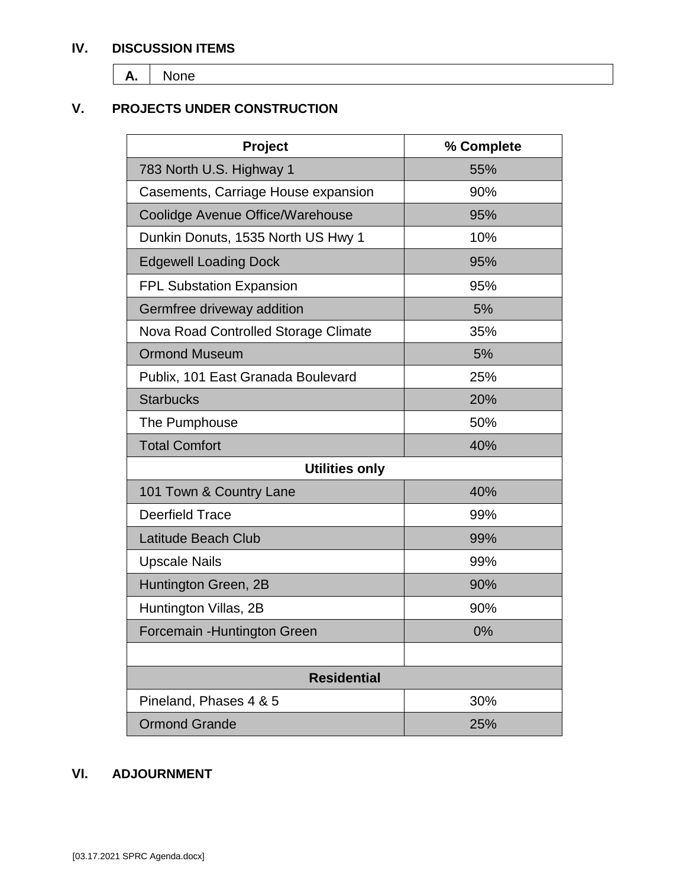## IV. DISCUSSION ITEMS

| | |
|---|---|
| **A.** | None |

## V. PROJECTS UNDER CONSTRUCTION

| Project | % Complete |
|---|---|
| 783 North U.S. Highway 1 | 55% |
| Casements, Carriage House expansion | 90% |
| Coolidge Avenue Office/Warehouse | 95% |
| Dunkin Donuts, 1535 North US Hwy 1 | 10% |
| Edgewell Loading Dock | 95% |
| FPL Substation Expansion | 95% |
| Germfree driveway addition | 5% |
| Nova Road Controlled Storage Climate | 35% |
| Ormond Museum | 5% |
| Publix, 101 East Granada Boulevard | 25% |
| Starbucks | 20% |
| The Pumphouse | 50% |
| Total Comfort | 40% |
| **Utilities only** | |
| 101 Town & Country Lane | 40% |
| Deerfield Trace | 99% |
| Latitude Beach Club | 99% |
| Upscale Nails | 99% |
| Huntington Green, 2B | 90% |
| Huntington Villas, 2B | 90% |
| Forcemain -Huntington Green | 0% |
| | |
| **Residential** | |
| Pineland, Phases 4 & 5 | 30% |
| Ormond Grande | 25% |

## VI. ADJOURNMENT

[03.17.2021 SPRC Agenda.docx]